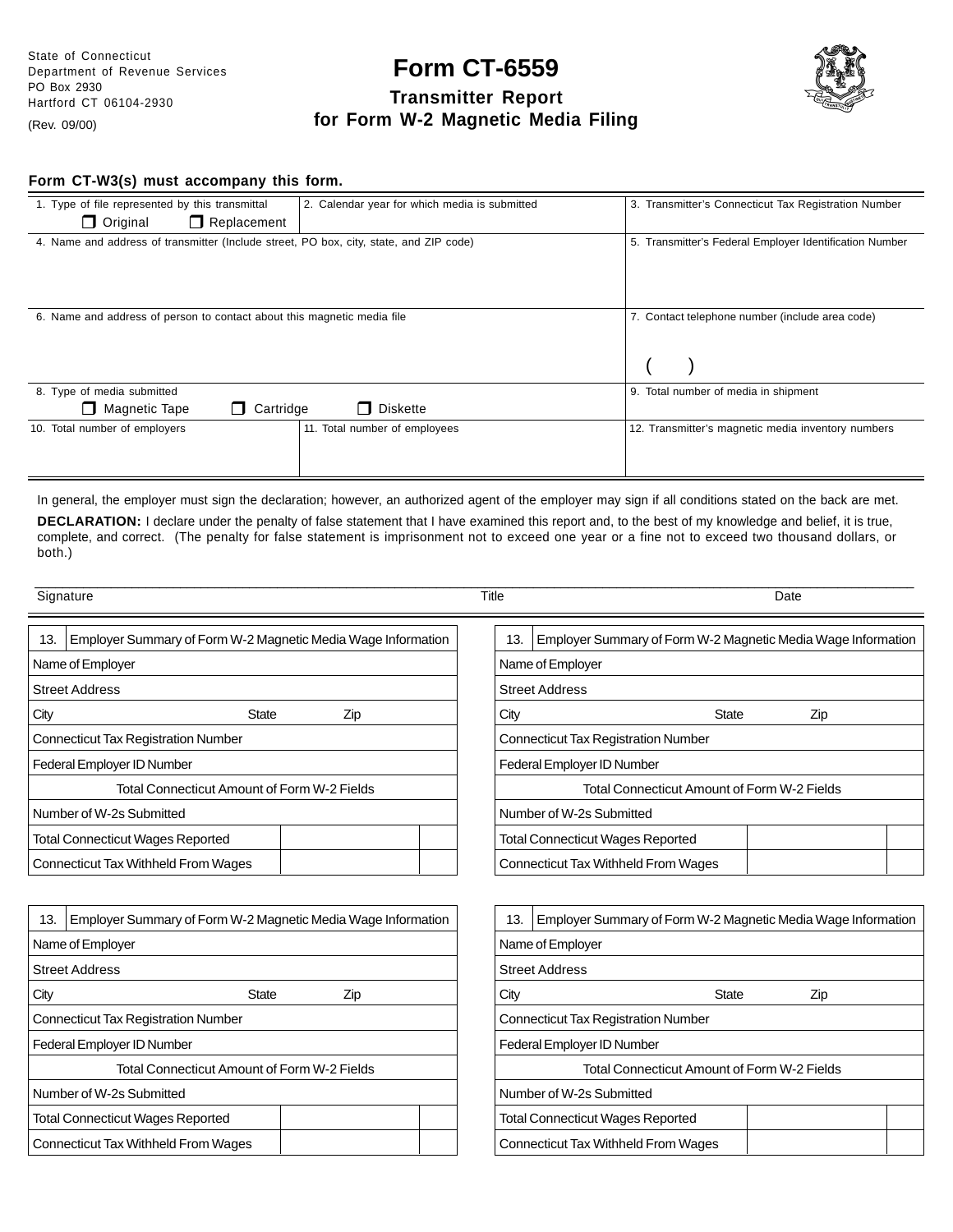State of Connecticut
Department of Revenue Services
PO Box 2930
Hartford CT 06104-2930

(Rev. 09/00)

# Form CT-6559

## Transmitter Report for Form W-2 Magnetic Media Filing

**Form CT-W3(s) must accompany this form.**

| 1. Type of file represented by this transmittal ❒ Original ❒ Replacement | 2. Calendar year for which media is submitted | 3. Transmitter's Connecticut Tax Registration Number |
|---|---|---|
| 4. Name and address of transmitter (Include street, PO box, city, state, and ZIP code) | | 5. Transmitter's Federal Employer Identification Number |
| 6. Name and address of person to contact about this magnetic media file | | 7. Contact telephone number (include area code) ( ) |
| 8. Type of media submitted ❒ Magnetic Tape ❒ Cartridge ❒ Diskette | | 9. Total number of media in shipment |
| 10. Total number of employers | 11. Total number of employees | 12. Transmitter's magnetic media inventory numbers |

In general, the employer must sign the declaration; however, an authorized agent of the employer may sign if all conditions stated on the back are met.

**DECLARATION:** I declare under the penalty of false statement that I have examined this report and, to the best of my knowledge and belief, it is true, complete, and correct. (The penalty for false statement is imprisonment not to exceed one year or a fine not to exceed two thousand dollars, or both.)

Signature ______________________ Title ______________________ Date ______________________

| 13. Employer Summary of Form W-2 Magnetic Media Wage Information | | |
|---|---|---|
| Name of Employer | | |
| Street Address | | |
| City State Zip | | |
| Connecticut Tax Registration Number | | |
| Federal Employer ID Number | | |
| Total Connecticut Amount of Form W-2 Fields | | |
| Number of W-2s Submitted | | |
| Total Connecticut Wages Reported | | |
| Connecticut Tax Withheld From Wages | | |

| 13. Employer Summary of Form W-2 Magnetic Media Wage Information | | |
|---|---|---|
| Name of Employer | | |
| Street Address | | |
| City State Zip | | |
| Connecticut Tax Registration Number | | |
| Federal Employer ID Number | | |
| Total Connecticut Amount of Form W-2 Fields | | |
| Number of W-2s Submitted | | |
| Total Connecticut Wages Reported | | |
| Connecticut Tax Withheld From Wages | | |

| 13. Employer Summary of Form W-2 Magnetic Media Wage Information | | |
|---|---|---|
| Name of Employer | | |
| Street Address | | |
| City State Zip | | |
| Connecticut Tax Registration Number | | |
| Federal Employer ID Number | | |
| Total Connecticut Amount of Form W-2 Fields | | |
| Number of W-2s Submitted | | |
| Total Connecticut Wages Reported | | |
| Connecticut Tax Withheld From Wages | | |

| 13. Employer Summary of Form W-2 Magnetic Media Wage Information | | |
|---|---|---|
| Name of Employer | | |
| Street Address | | |
| City State Zip | | |
| Connecticut Tax Registration Number | | |
| Federal Employer ID Number | | |
| Total Connecticut Amount of Form W-2 Fields | | |
| Number of W-2s Submitted | | |
| Total Connecticut Wages Reported | | |
| Connecticut Tax Withheld From Wages | | |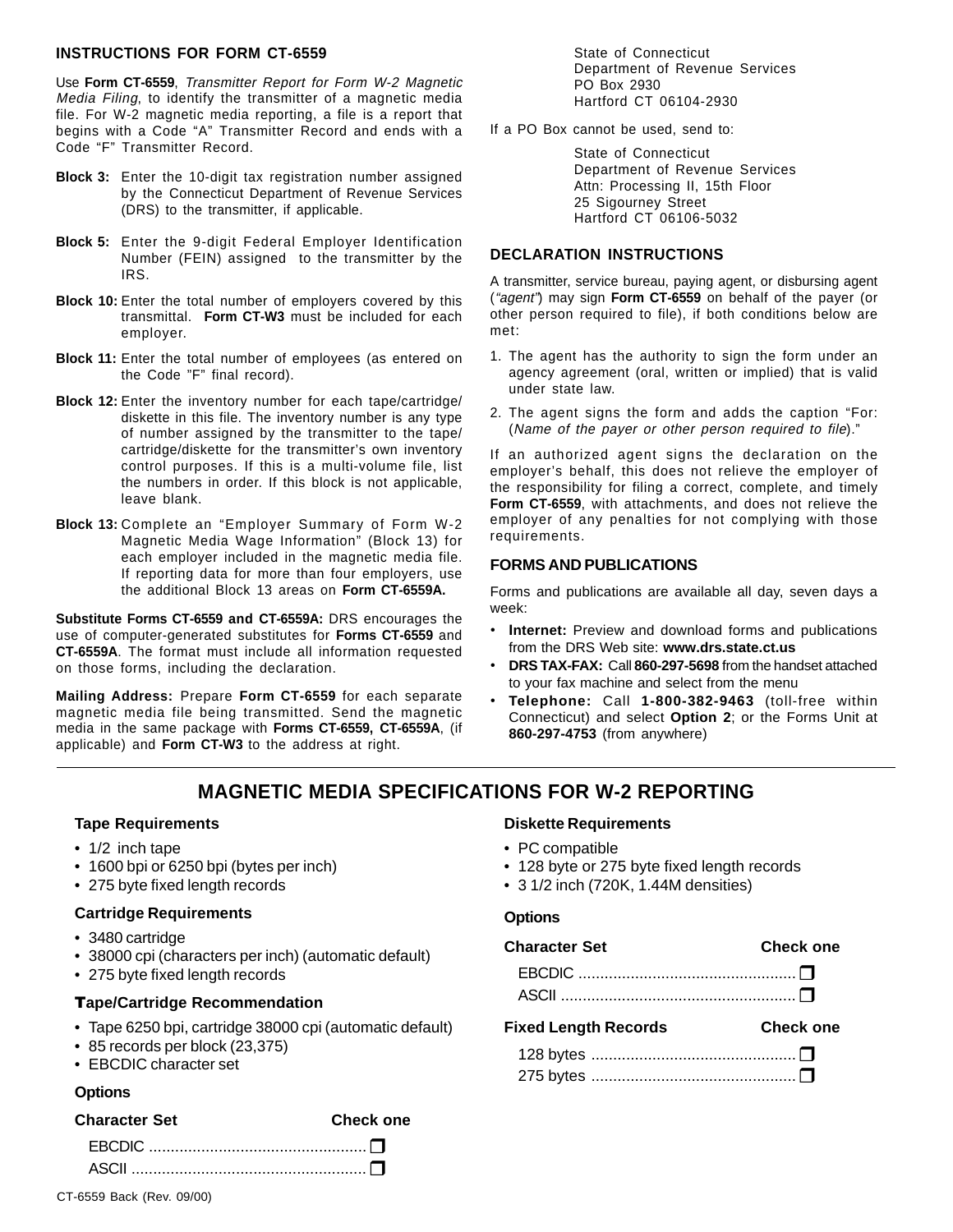## INSTRUCTIONS FOR FORM CT-6559

Use **Form CT-6559**, *Transmitter Report for Form W-2 Magnetic Media Filing*, to identify the transmitter of a magnetic media file. For W-2 magnetic media reporting, a file is a report that begins with a Code "A" Transmitter Record and ends with a Code "F" Transmitter Record.

**Block 3:** Enter the 10-digit tax registration number assigned by the Connecticut Department of Revenue Services (DRS) to the transmitter, if applicable.

**Block 5:** Enter the 9-digit Federal Employer Identification Number (FEIN) assigned to the transmitter by the IRS.

**Block 10:** Enter the total number of employers covered by this transmittal. **Form CT-W3** must be included for each employer.

**Block 11:** Enter the total number of employees (as entered on the Code "F" final record).

**Block 12:** Enter the inventory number for each tape/cartridge/diskette in this file. The inventory number is any type of number assigned by the transmitter to the tape/cartridge/diskette for the transmitter's own inventory control purposes. If this is a multi-volume file, list the numbers in order. If this block is not applicable, leave blank.

**Block 13:** Complete an "Employer Summary of Form W-2 Magnetic Media Wage Information" (Block 13) for each employer included in the magnetic media file. If reporting data for more than four employers, use the additional Block 13 areas on **Form CT-6559A.**

**Substitute Forms CT-6559 and CT-6559A:** DRS encourages the use of computer-generated substitutes for **Forms CT-6559** and **CT-6559A**. The format must include all information requested on those forms, including the declaration.

**Mailing Address:** Prepare **Form CT-6559** for each separate magnetic media file being transmitted. Send the magnetic media in the same package with **Forms CT-6559, CT-6559A**, (if applicable) and **Form CT-W3** to the address at right.

State of Connecticut
Department of Revenue Services
PO Box 2930
Hartford CT 06104-2930

If a PO Box cannot be used, send to:

State of Connecticut
Department of Revenue Services
Attn: Processing II, 15th Floor
25 Sigourney Street
Hartford CT 06106-5032

## DECLARATION INSTRUCTIONS

A transmitter, service bureau, paying agent, or disbursing agent (*"agent"*) may sign **Form CT-6559** on behalf of the payer (or other person required to file), if both conditions below are met:

1. The agent has the authority to sign the form under an agency agreement (oral, written or implied) that is valid under state law.
2. The agent signs the form and adds the caption "For: (*Name of the payer or other person required to file*)."

If an authorized agent signs the declaration on the employer's behalf, this does not relieve the employer of the responsibility for filing a correct, complete, and timely **Form CT-6559**, with attachments, and does not relieve the employer of any penalties for not complying with those requirements.

## FORMS AND PUBLICATIONS

Forms and publications are available all day, seven days a week:

- **Internet:** Preview and download forms and publications from the DRS Web site: **www.drs.state.ct.us**
- **DRS TAX-FAX:** Call **860-297-5698** from the handset attached to your fax machine and select from the menu
- **Telephone:** Call **1-800-382-9463** (toll-free within Connecticut) and select **Option 2**; or the Forms Unit at **860-297-4753** (from anywhere)

# MAGNETIC MEDIA SPECIFICATIONS FOR W-2 REPORTING

### Tape Requirements

- 1/2 inch tape
- 1600 bpi or 6250 bpi (bytes per inch)
- 275 byte fixed length records

### Cartridge Requirements

- 3480 cartridge
- 38000 cpi (characters per inch) (automatic default)
- 275 byte fixed length records

### Tape/Cartridge Recommendation

- Tape 6250 bpi, cartridge 38000 cpi (automatic default)
- 85 records per block (23,375)
- EBCDIC character set

### Options

| Character Set | Check one |
|---|---|
| EBCDIC | ❐ |
| ASCII | ❐ |

### Diskette Requirements

- PC compatible
- 128 byte or 275 byte fixed length records
- 3 1/2 inch (720K, 1.44M densities)

### Options

| Character Set | Check one |
|---|---|
| EBCDIC | ❐ |
| ASCII | ❐ |

| Fixed Length Records | Check one |
|---|---|
| 128 bytes | ❐ |
| 275 bytes | ❐ |

CT-6559 Back (Rev. 09/00)